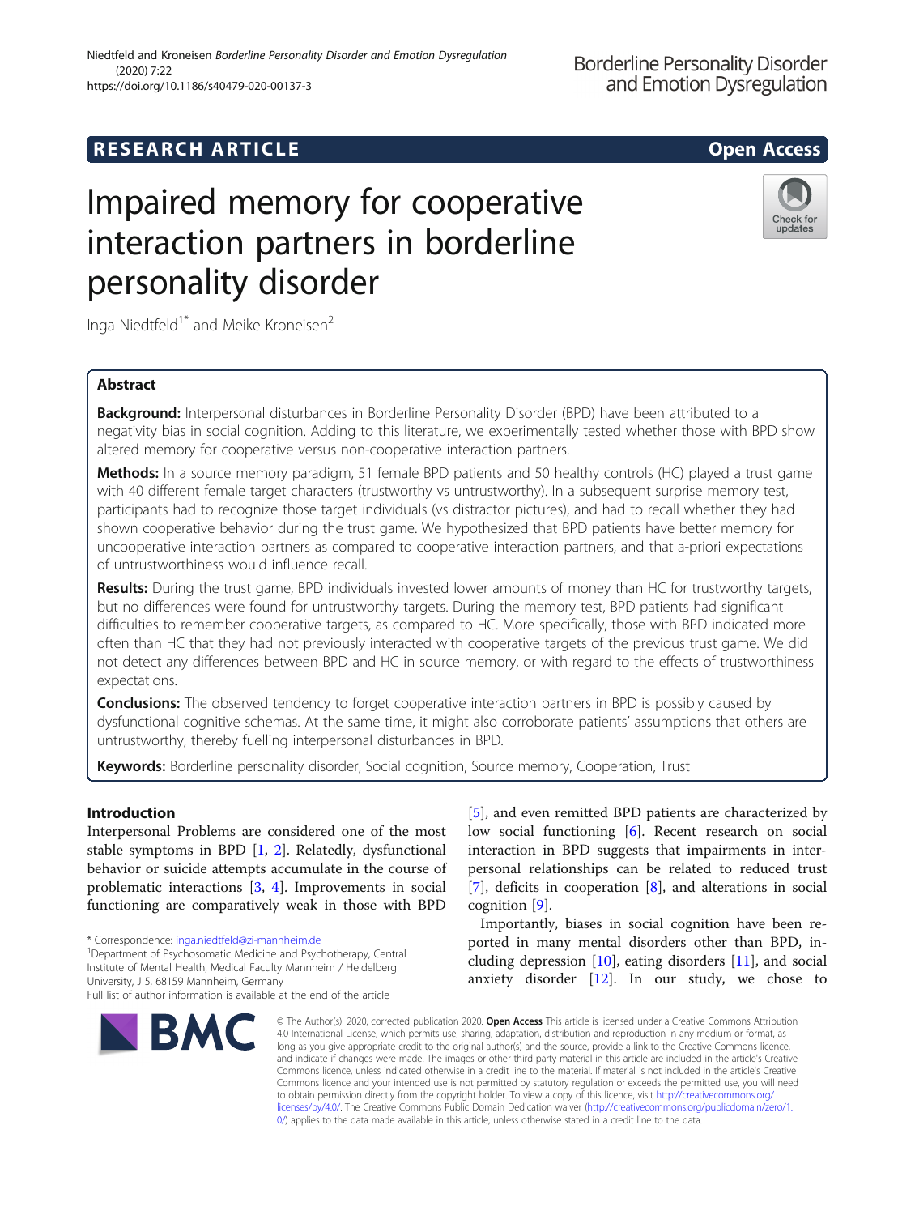# Impaired memory for cooperative interaction partners in borderline personality disorder

Inga Niedtfeld[1*] and Meike Kroneisen[2]

## Abstract

**Background:** Interpersonal disturbances in Borderline Personality Disorder (BPD) have been attributed to a negativity bias in social cognition. Adding to this literature, we experimentally tested whether those with BPD show altered memory for cooperative versus non-cooperative interaction partners.

**Methods:** In a source memory paradigm, 51 female BPD patients and 50 healthy controls (HC) played a trust game with 40 different female target characters (trustworthy vs untrustworthy). In a subsequent surprise memory test, participants had to recognize those target individuals (vs distractor pictures), and had to recall whether they had shown cooperative behavior during the trust game. We hypothesized that BPD patients have better memory for uncooperative interaction partners as compared to cooperative interaction partners, and that a-priori expectations of untrustworthiness would influence recall.

**Results:** During the trust game, BPD individuals invested lower amounts of money than HC for trustworthy targets, but no differences were found for untrustworthy targets. During the memory test, BPD patients had significant difficulties to remember cooperative targets, as compared to HC. More specifically, those with BPD indicated more often than HC that they had not previously interacted with cooperative targets of the previous trust game. We did not detect any differences between BPD and HC in source memory, or with regard to the effects of trustworthiness expectations.

**Conclusions:** The observed tendency to forget cooperative interaction partners in BPD is possibly caused by dysfunctional cognitive schemas. At the same time, it might also corroborate patients' assumptions that others are untrustworthy, thereby fuelling interpersonal disturbances in BPD.

**Keywords:** Borderline personality disorder, Social cognition, Source memory, Cooperation, Trust

## Introduction

Interpersonal Problems are considered one of the most stable symptoms in BPD [1, 2]. Relatedly, dysfunctional behavior or suicide attempts accumulate in the course of problematic interactions [3, 4]. Improvements in social functioning are comparatively weak in those with BPD [5], and even remitted BPD patients are characterized by low social functioning [6]. Recent research on social interaction in BPD suggests that impairments in interpersonal relationships can be related to reduced trust [7], deficits in cooperation [8], and alterations in social cognition [9].

Importantly, biases in social cognition have been reported in many mental disorders other than BPD, including depression [10], eating disorders [11], and social anxiety disorder [12]. In our study, we chose to

\* Correspondence: inga.niedtfeld@zi-mannheim.de

[1] Department of Psychosomatic Medicine and Psychotherapy, Central Institute of Mental Health, Medical Faculty Mannheim / Heidelberg University, J 5, 68159 Mannheim, Germany

Full list of author information is available at the end of the article

© The Author(s). 2020, corrected publication 2020. **Open Access** This article is licensed under a Creative Commons Attribution 4.0 International License, which permits use, sharing, adaptation, distribution and reproduction in any medium or format, as long as you give appropriate credit to the original author(s) and the source, provide a link to the Creative Commons licence, and indicate if changes were made. The images or other third party material in this article are included in the article's Creative Commons licence, unless indicated otherwise in a credit line to the material. If material is not included in the article's Creative Commons licence and your intended use is not permitted by statutory regulation or exceeds the permitted use, you will need to obtain permission directly from the copyright holder. To view a copy of this licence, visit http://creativecommons.org/licenses/by/4.0/. The Creative Commons Public Domain Dedication waiver (http://creativecommons.org/publicdomain/zero/1.0/) applies to the data made available in this article, unless otherwise stated in a credit line to the data.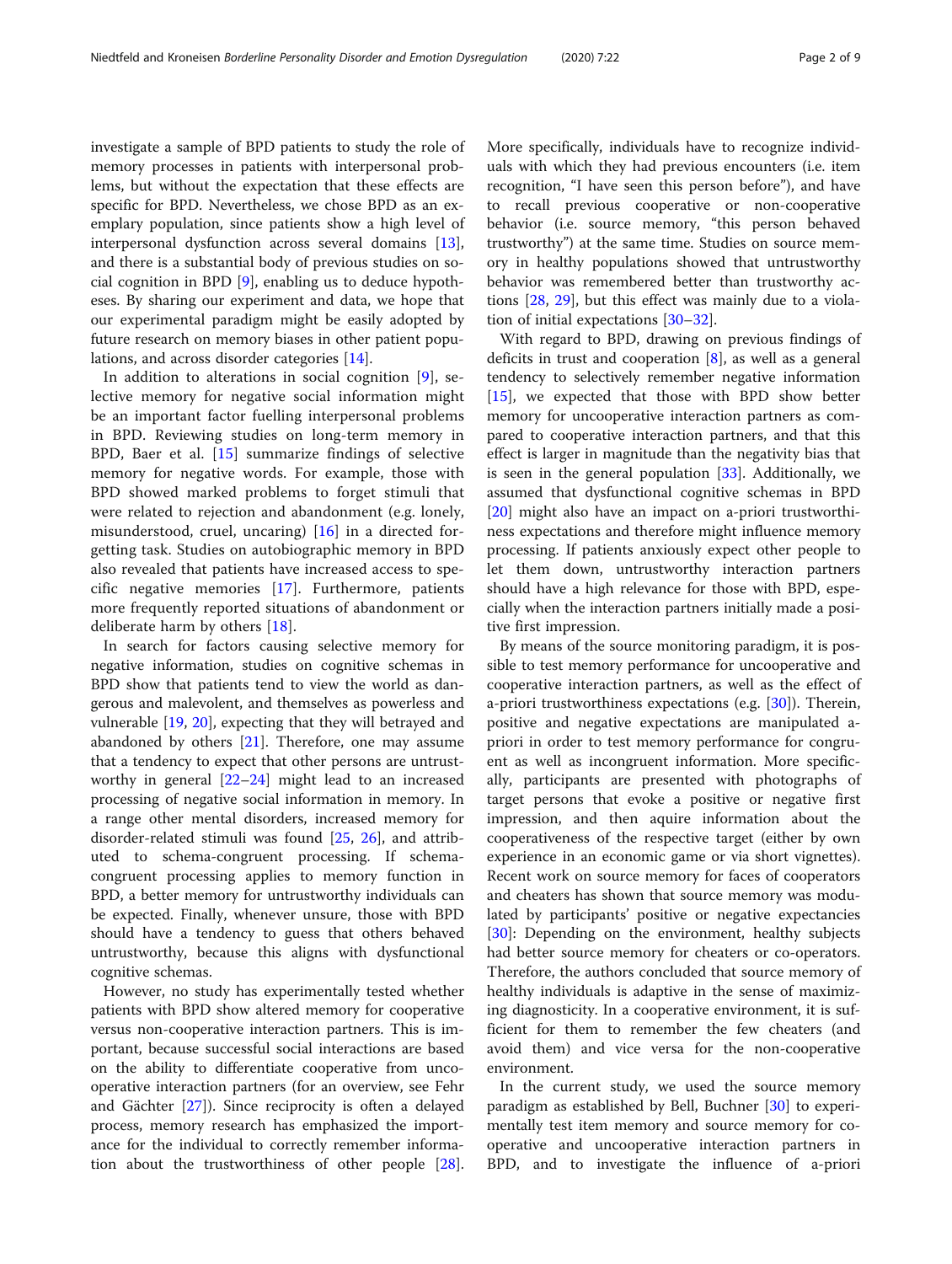investigate a sample of BPD patients to study the role of memory processes in patients with interpersonal problems, but without the expectation that these effects are specific for BPD. Nevertheless, we chose BPD as an exemplary population, since patients show a high level of interpersonal dysfunction across several domains [13], and there is a substantial body of previous studies on social cognition in BPD [9], enabling us to deduce hypotheses. By sharing our experiment and data, we hope that our experimental paradigm might be easily adopted by future research on memory biases in other patient populations, and across disorder categories [14].

In addition to alterations in social cognition [9], selective memory for negative social information might be an important factor fuelling interpersonal problems in BPD. Reviewing studies on long-term memory in BPD, Baer et al. [15] summarize findings of selective memory for negative words. For example, those with BPD showed marked problems to forget stimuli that were related to rejection and abandonment (e.g. lonely, misunderstood, cruel, uncaring) [16] in a directed forgetting task. Studies on autobiographic memory in BPD also revealed that patients have increased access to specific negative memories [17]. Furthermore, patients more frequently reported situations of abandonment or deliberate harm by others [18].

In search for factors causing selective memory for negative information, studies on cognitive schemas in BPD show that patients tend to view the world as dangerous and malevolent, and themselves as powerless and vulnerable [19, 20], expecting that they will betrayed and abandoned by others [21]. Therefore, one may assume that a tendency to expect that other persons are untrustworthy in general [22–24] might lead to an increased processing of negative social information in memory. In a range other mental disorders, increased memory for disorder-related stimuli was found [25, 26], and attributed to schema-congruent processing. If schema-congruent processing applies to memory function in BPD, a better memory for untrustworthy individuals can be expected. Finally, whenever unsure, those with BPD should have a tendency to guess that others behaved untrustworthy, because this aligns with dysfunctional cognitive schemas.

However, no study has experimentally tested whether patients with BPD show altered memory for cooperative versus non-cooperative interaction partners. This is important, because successful social interactions are based on the ability to differentiate cooperative from uncooperative interaction partners (for an overview, see Fehr and Gächter [27]). Since reciprocity is often a delayed process, memory research has emphasized the importance for the individual to correctly remember information about the trustworthiness of other people [28]. More specifically, individuals have to recognize individuals with which they had previous encounters (i.e. item recognition, "I have seen this person before"), and have to recall previous cooperative or non-cooperative behavior (i.e. source memory, "this person behaved trustworthy") at the same time. Studies on source memory in healthy populations showed that untrustworthy behavior was remembered better than trustworthy actions [28, 29], but this effect was mainly due to a violation of initial expectations [30–32].

With regard to BPD, drawing on previous findings of deficits in trust and cooperation [8], as well as a general tendency to selectively remember negative information [15], we expected that those with BPD show better memory for uncooperative interaction partners as compared to cooperative interaction partners, and that this effect is larger in magnitude than the negativity bias that is seen in the general population [33]. Additionally, we assumed that dysfunctional cognitive schemas in BPD [20] might also have an impact on a-priori trustworthiness expectations and therefore might influence memory processing. If patients anxiously expect other people to let them down, untrustworthy interaction partners should have a high relevance for those with BPD, especially when the interaction partners initially made a positive first impression.

By means of the source monitoring paradigm, it is possible to test memory performance for uncooperative and cooperative interaction partners, as well as the effect of a-priori trustworthiness expectations (e.g. [30]). Therein, positive and negative expectations are manipulated a-priori in order to test memory performance for congruent as well as incongruent information. More specifically, participants are presented with photographs of target persons that evoke a positive or negative first impression, and then aquire information about the cooperativeness of the respective target (either by own experience in an economic game or via short vignettes). Recent work on source memory for faces of cooperators and cheaters has shown that source memory was modulated by participants' positive or negative expectancies [30]: Depending on the environment, healthy subjects had better source memory for cheaters or co-operators. Therefore, the authors concluded that source memory of healthy individuals is adaptive in the sense of maximizing diagnosticity. In a cooperative environment, it is sufficient for them to remember the few cheaters (and avoid them) and vice versa for the non-cooperative environment.

In the current study, we used the source memory paradigm as established by Bell, Buchner [30] to experimentally test item memory and source memory for cooperative and uncooperative interaction partners in BPD, and to investigate the influence of a-priori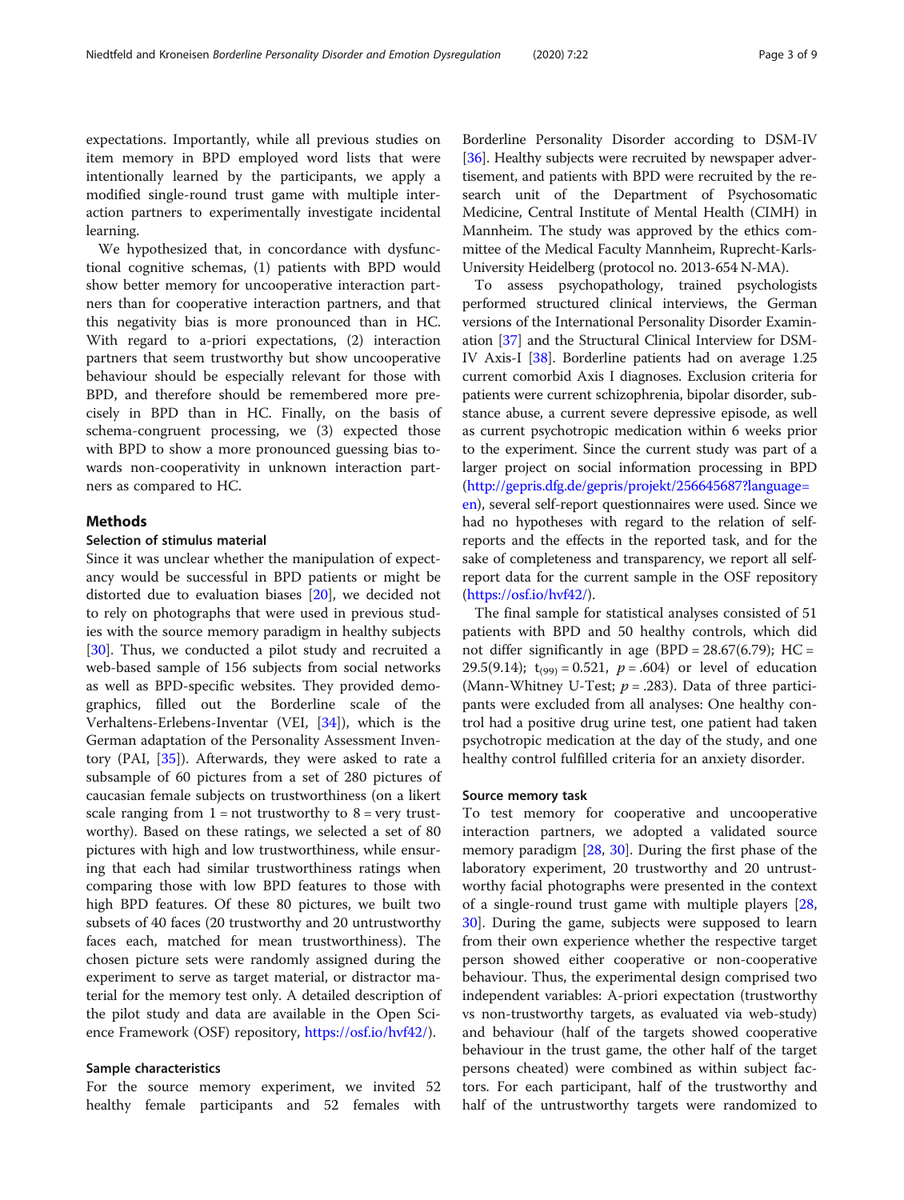expectations. Importantly, while all previous studies on item memory in BPD employed word lists that were intentionally learned by the participants, we apply a modified single-round trust game with multiple interaction partners to experimentally investigate incidental learning.

We hypothesized that, in concordance with dysfunctional cognitive schemas, (1) patients with BPD would show better memory for uncooperative interaction partners than for cooperative interaction partners, and that this negativity bias is more pronounced than in HC. With regard to a-priori expectations, (2) interaction partners that seem trustworthy but show uncooperative behaviour should be especially relevant for those with BPD, and therefore should be remembered more precisely in BPD than in HC. Finally, on the basis of schema-congruent processing, we (3) expected those with BPD to show a more pronounced guessing bias towards non-cooperativity in unknown interaction partners as compared to HC.

## Methods

### Selection of stimulus material

Since it was unclear whether the manipulation of expectancy would be successful in BPD patients or might be distorted due to evaluation biases [20], we decided not to rely on photographs that were used in previous studies with the source memory paradigm in healthy subjects [30]. Thus, we conducted a pilot study and recruited a web-based sample of 156 subjects from social networks as well as BPD-specific websites. They provided demographics, filled out the Borderline scale of the Verhaltens-Erlebens-Inventar (VEI, [34]), which is the German adaptation of the Personality Assessment Inventory (PAI, [35]). Afterwards, they were asked to rate a subsample of 60 pictures from a set of 280 pictures of caucasian female subjects on trustworthiness (on a likert scale ranging from 1 = not trustworthy to 8 = very trustworthy). Based on these ratings, we selected a set of 80 pictures with high and low trustworthiness, while ensuring that each had similar trustworthiness ratings when comparing those with low BPD features to those with high BPD features. Of these 80 pictures, we built two subsets of 40 faces (20 trustworthy and 20 untrustworthy faces each, matched for mean trustworthiness). The chosen picture sets were randomly assigned during the experiment to serve as target material, or distractor material for the memory test only. A detailed description of the pilot study and data are available in the Open Science Framework (OSF) repository, https://osf.io/hvf42/).

### Sample characteristics

For the source memory experiment, we invited 52 healthy female participants and 52 females with Borderline Personality Disorder according to DSM-IV [36]. Healthy subjects were recruited by newspaper advertisement, and patients with BPD were recruited by the research unit of the Department of Psychosomatic Medicine, Central Institute of Mental Health (CIMH) in Mannheim. The study was approved by the ethics committee of the Medical Faculty Mannheim, Ruprecht-Karls-University Heidelberg (protocol no. 2013-654 N-MA).

To assess psychopathology, trained psychologists performed structured clinical interviews, the German versions of the International Personality Disorder Examination [37] and the Structural Clinical Interview for DSM-IV Axis-I [38]. Borderline patients had on average 1.25 current comorbid Axis I diagnoses. Exclusion criteria for patients were current schizophrenia, bipolar disorder, substance abuse, a current severe depressive episode, as well as current psychotropic medication within 6 weeks prior to the experiment. Since the current study was part of a larger project on social information processing in BPD (http://gepris.dfg.de/gepris/projekt/256645687?language=en), several self-report questionnaires were used. Since we had no hypotheses with regard to the relation of self-reports and the effects in the reported task, and for the sake of completeness and transparency, we report all self-report data for the current sample in the OSF repository (https://osf.io/hvf42/).

The final sample for statistical analyses consisted of 51 patients with BPD and 50 healthy controls, which did not differ significantly in age (BPD = 28.67(6.79); HC = 29.5(9.14); $t_{(99)} = 0.521$, $p = .604$) or level of education (Mann-Whitney U-Test; $p = .283$). Data of three participants were excluded from all analyses: One healthy control had a positive drug urine test, one patient had taken psychotropic medication at the day of the study, and one healthy control fulfilled criteria for an anxiety disorder.

### Source memory task

To test memory for cooperative and uncooperative interaction partners, we adopted a validated source memory paradigm [28, 30]. During the first phase of the laboratory experiment, 20 trustworthy and 20 untrustworthy facial photographs were presented in the context of a single-round trust game with multiple players [28, 30]. During the game, subjects were supposed to learn from their own experience whether the respective target person showed either cooperative or non-cooperative behaviour. Thus, the experimental design comprised two independent variables: A-priori expectation (trustworthy vs non-trustworthy targets, as evaluated via web-study) and behaviour (half of the targets showed cooperative behaviour in the trust game, the other half of the target persons cheated) were combined as within subject factors. For each participant, half of the trustworthy and half of the untrustworthy targets were randomized to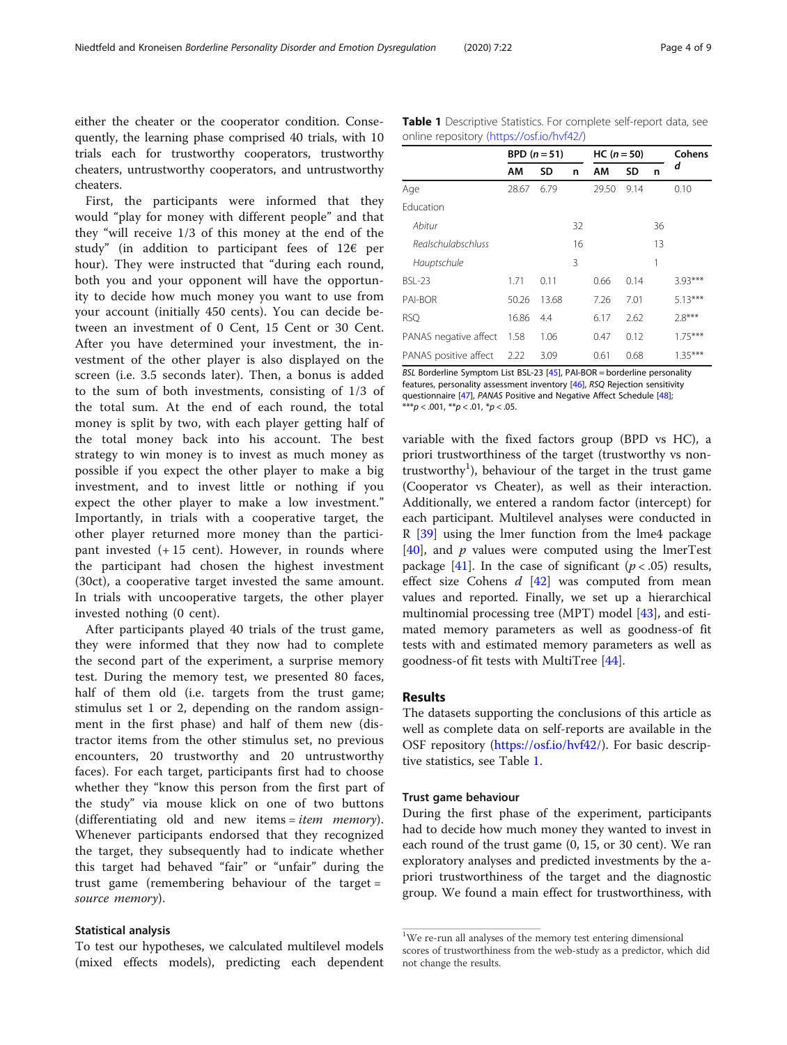either the cheater or the cooperator condition. Consequently, the learning phase comprised 40 trials, with 10 trials each for trustworthy cooperators, trustworthy cheaters, untrustworthy cooperators, and untrustworthy cheaters.

First, the participants were informed that they would "play for money with different people" and that they "will receive 1/3 of this money at the end of the study" (in addition to participant fees of 12€ per hour). They were instructed that "during each round, both you and your opponent will have the opportunity to decide how much money you want to use from your account (initially 450 cents). You can decide between an investment of 0 Cent, 15 Cent or 30 Cent. After you have determined your investment, the investment of the other player is also displayed on the screen (i.e. 3.5 seconds later). Then, a bonus is added to the sum of both investments, consisting of 1/3 of the total sum. At the end of each round, the total money is split by two, with each player getting half of the total money back into his account. The best strategy to win money is to invest as much money as possible if you expect the other player to make a big investment, and to invest little or nothing if you expect the other player to make a low investment." Importantly, in trials with a cooperative target, the other player returned more money than the participant invested (+ 15 cent). However, in rounds where the participant had chosen the highest investment (30ct), a cooperative target invested the same amount. In trials with uncooperative targets, the other player invested nothing (0 cent).

After participants played 40 trials of the trust game, they were informed that they now had to complete the second part of the experiment, a surprise memory test. During the memory test, we presented 80 faces, half of them old (i.e. targets from the trust game; stimulus set 1 or 2, depending on the random assignment in the first phase) and half of them new (distractor items from the other stimulus set, no previous encounters, 20 trustworthy and 20 untrustworthy faces). For each target, participants first had to choose whether they "know this person from the first part of the study" via mouse klick on one of two buttons (differentiating old and new items = *item memory*). Whenever participants endorsed that they recognized the target, they subsequently had to indicate whether this target had behaved "fair" or "unfair" during the trust game (remembering behaviour of the target = *source memory*).

### Statistical analysis

To test our hypotheses, we calculated multilevel models (mixed effects models), predicting each dependent variable with the fixed factors group (BPD vs HC), a priori trustworthiness of the target (trustworthy vs non-trustworthy[1]), behaviour of the target in the trust game (Cooperator vs Cheater), as well as their interaction. Additionally, we entered a random factor (intercept) for each participant. Multilevel analyses were conducted in R [39] using the lmer function from the lme4 package [40], and *p* values were computed using the lmerTest package [41]. In the case of significant ($p < .05$) results, effect size Cohens *d* [42] was computed from mean values and reported. Finally, we set up a hierarchical multinomial processing tree (MPT) model [43], and estimated memory parameters as well as goodness-of fit tests with and estimated memory parameters as well as goodness-of fit tests with MultiTree [44].

**Table 1** Descriptive Statistics. For complete self-report data, see online repository (https://osf.io/hvf42/)

| | BPD ($n = 51$) | | | HC ($n = 50$) | | | Cohens *d* |
|---|---|---|---|---|---|---|---|
| | AM | SD | n | AM | SD | n | |
| Age | 28.67 | 6.79 | | 29.50 | 9.14 | | 0.10 |
| Education | | | | | | | |
| *Abitur* | | | 32 | | | 36 | |
| *Realschulabschluss* | | | 16 | | | 13 | |
| *Hauptschule* | | | 3 | | | 1 | |
| BSL-23 | 1.71 | 0.11 | | 0.66 | 0.14 | | 3.93*** |
| PAI-BOR | 50.26 | 13.68 | | 7.26 | 7.01 | | 5.13*** |
| RSQ | 16.86 | 4.4 | | 6.17 | 2.62 | | 2.8*** |
| PANAS negative affect | 1.58 | 1.06 | | 0.47 | 0.12 | | 1.75*** |
| PANAS positive affect | 2.22 | 3.09 | | 0.61 | 0.68 | | 1.35*** |

*BSL* Borderline Symptom List BSL-23 [45], PAI-BOR = borderline personality features, personality assessment inventory [46], *RSQ* Rejection sensitivity questionnaire [47], *PANAS* Positive and Negative Affect Schedule [48]; ***$p < .001$, **$p < .01$, *$p < .05$.

## Results

The datasets supporting the conclusions of this article as well as complete data on self-reports are available in the OSF repository (https://osf.io/hvf42/). For basic descriptive statistics, see Table 1.

### Trust game behaviour

During the first phase of the experiment, participants had to decide how much money they wanted to invest in each round of the trust game (0, 15, or 30 cent). We ran exploratory analyses and predicted investments by the a-priori trustworthiness of the target and the diagnostic group. We found a main effect for trustworthiness, with

[1] We re-run all analyses of the memory test entering dimensional scores of trustworthiness from the web-study as a predictor, which did not change the results.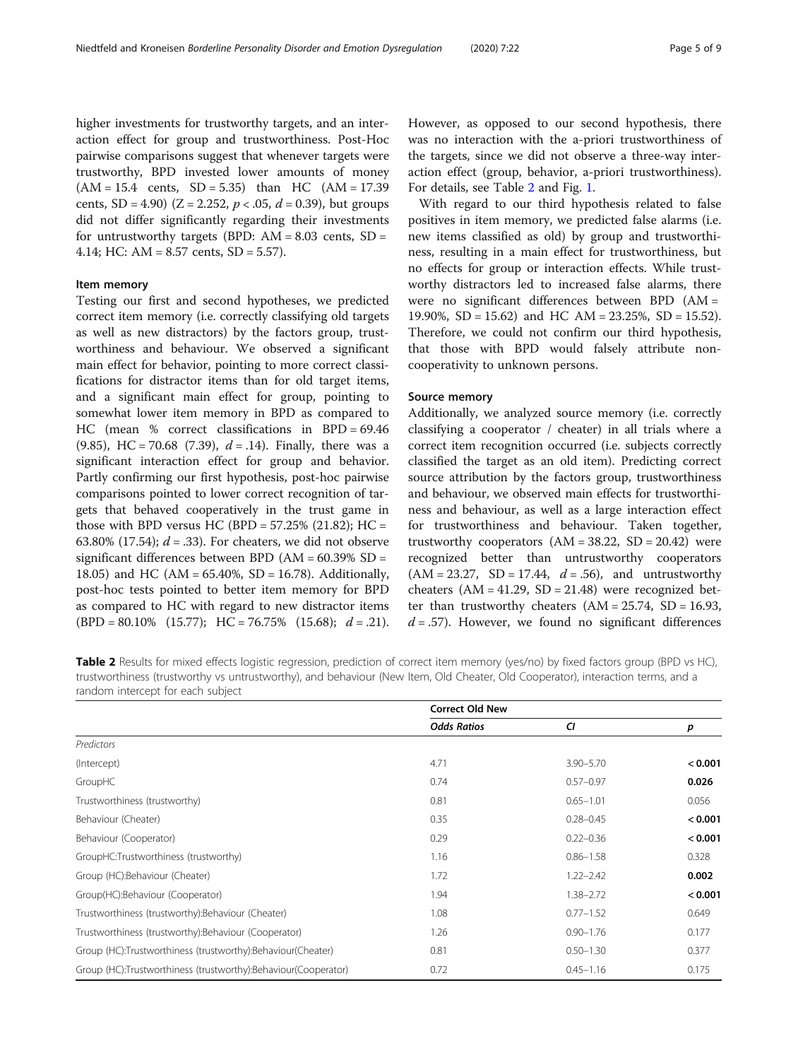higher investments for trustworthy targets, and an interaction effect for group and trustworthiness. Post-Hoc pairwise comparisons suggest that whenever targets were trustworthy, BPD invested lower amounts of money (AM = 15.4 cents, SD = 5.35) than HC (AM = 17.39 cents, SD = 4.90) (Z = 2.252, $p < .05$, $d = 0.39$), but groups did not differ significantly regarding their investments for untrustworthy targets (BPD: AM = 8.03 cents, SD = 4.14; HC: AM = 8.57 cents, SD = 5.57).

### Item memory

Testing our first and second hypotheses, we predicted correct item memory (i.e. correctly classifying old targets as well as new distractors) by the factors group, trustworthiness and behaviour. We observed a significant main effect for behavior, pointing to more correct classifications for distractor items than for old target items, and a significant main effect for group, pointing to somewhat lower item memory in BPD as compared to HC (mean % correct classifications in BPD = 69.46 (9.85), HC = 70.68 (7.39), $d = .14$). Finally, there was a significant interaction effect for group and behavior. Partly confirming our first hypothesis, post-hoc pairwise comparisons pointed to lower correct recognition of targets that behaved cooperatively in the trust game in those with BPD versus HC (BPD = 57.25% (21.82); HC = 63.80% (17.54); $d = .33$). For cheaters, we did not observe significant differences between BPD (AM = 60.39% SD = 18.05) and HC (AM = 65.40%, SD = 16.78). Additionally, post-hoc tests pointed to better item memory for BPD as compared to HC with regard to new distractor items (BPD = 80.10% (15.77); HC = 76.75% (15.68); $d = .21$). However, as opposed to our second hypothesis, there was no interaction with the a-priori trustworthiness of the targets, since we did not observe a three-way interaction effect (group, behavior, a-priori trustworthiness). For details, see Table 2 and Fig. 1.

With regard to our third hypothesis related to false positives in item memory, we predicted false alarms (i.e. new items classified as old) by group and trustworthiness, resulting in a main effect for trustworthiness, but no effects for group or interaction effects. While trustworthy distractors led to increased false alarms, there were no significant differences between BPD (AM = 19.90%, SD = 15.62) and HC AM = 23.25%, SD = 15.52). Therefore, we could not confirm our third hypothesis, that those with BPD would falsely attribute non-cooperativity to unknown persons.

### Source memory

Additionally, we analyzed source memory (i.e. correctly classifying a cooperator / cheater) in all trials where a correct item recognition occurred (i.e. subjects correctly classified the target as an old item). Predicting correct source attribution by the factors group, trustworthiness and behaviour, we observed main effects for trustworthiness and behaviour, as well as a large interaction effect for trustworthiness and behaviour. Taken together, trustworthy cooperators (AM = 38.22, SD = 20.42) were recognized better than untrustworthy cooperators (AM = 23.27, SD = 17.44, $d = .56$), and untrustworthy cheaters (AM = 41.29, SD = 21.48) were recognized better than trustworthy cheaters (AM = 25.74, SD = 16.93, $d = .57$). However, we found no significant differences

**Table 2** Results for mixed effects logistic regression, prediction of correct item memory (yes/no) by fixed factors group (BPD vs HC), trustworthiness (trustworthy vs untrustworthy), and behaviour (New Item, Old Cheater, Old Cooperator), interaction terms, and a random intercept for each subject

| | Correct Old New | | |
|---|---|---|---|
| | *Odds Ratios* | *CI* | *p* |
| *Predictors* | | | |
| (Intercept) | 4.71 | 3.90–5.70 | **< 0.001** |
| GroupHC | 0.74 | 0.57–0.97 | **0.026** |
| Trustworthiness (trustworthy) | 0.81 | 0.65–1.01 | 0.056 |
| Behaviour (Cheater) | 0.35 | 0.28–0.45 | **< 0.001** |
| Behaviour (Cooperator) | 0.29 | 0.22–0.36 | **< 0.001** |
| GroupHC:Trustworthiness (trustworthy) | 1.16 | 0.86–1.58 | 0.328 |
| Group (HC):Behaviour (Cheater) | 1.72 | 1.22–2.42 | **0.002** |
| Group(HC):Behaviour (Cooperator) | 1.94 | 1.38–2.72 | **< 0.001** |
| Trustworthiness (trustworthy):Behaviour (Cheater) | 1.08 | 0.77–1.52 | 0.649 |
| Trustworthiness (trustworthy):Behaviour (Cooperator) | 1.26 | 0.90–1.76 | 0.177 |
| Group (HC):Trustworthiness (trustworthy):Behaviour(Cheater) | 0.81 | 0.50–1.30 | 0.377 |
| Group (HC):Trustworthiness (trustworthy):Behaviour(Cooperator) | 0.72 | 0.45–1.16 | 0.175 |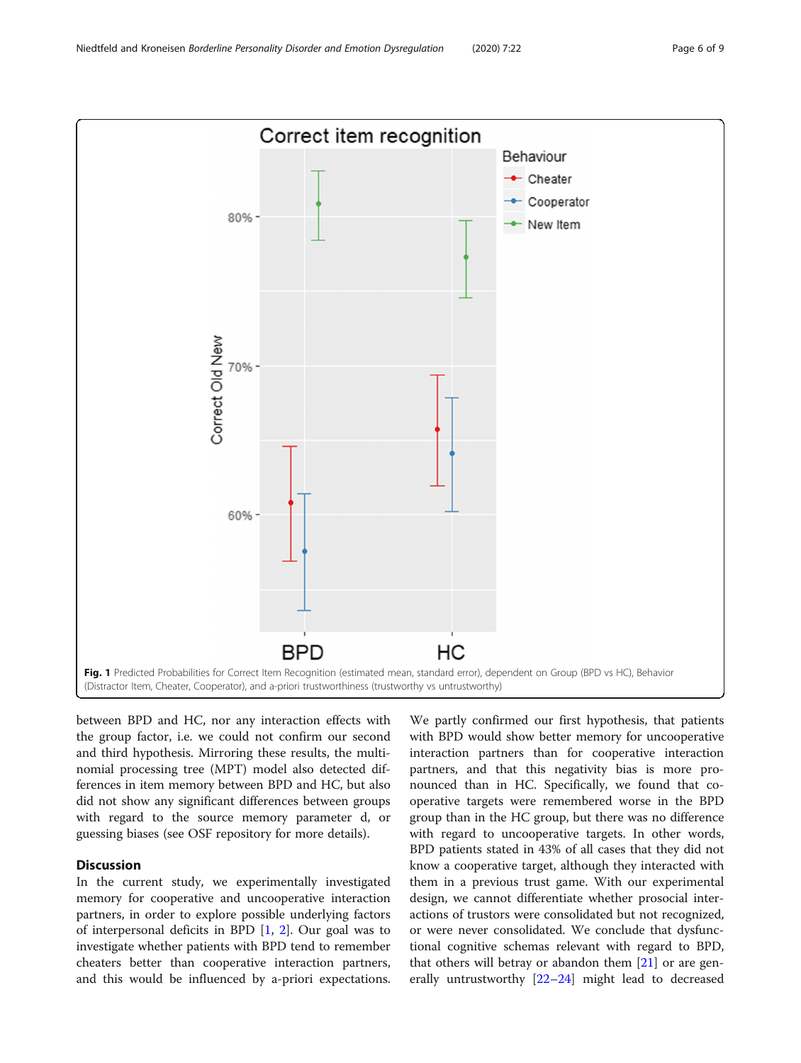**Fig. 1** Predicted Probabilities for Correct Item Recognition (estimated mean, standard error), dependent on Group (BPD vs HC), Behavior (Distractor Item, Cheater, Cooperator), and a-priori trustworthiness (trustworthy vs untrustworthy)

between BPD and HC, nor any interaction effects with the group factor, i.e. we could not confirm our second and third hypothesis. Mirroring these results, the multinomial processing tree (MPT) model also detected differences in item memory between BPD and HC, but also did not show any significant differences between groups with regard to the source memory parameter d, or guessing biases (see OSF repository for more details).

## Discussion

In the current study, we experimentally investigated memory for cooperative and uncooperative interaction partners, in order to explore possible underlying factors of interpersonal deficits in BPD [1, 2]. Our goal was to investigate whether patients with BPD tend to remember cheaters better than cooperative interaction partners, and this would be influenced by a-priori expectations. We partly confirmed our first hypothesis, that patients with BPD would show better memory for uncooperative interaction partners than for cooperative interaction partners, and that this negativity bias is more pronounced than in HC. Specifically, we found that cooperative targets were remembered worse in the BPD group than in the HC group, but there was no difference with regard to uncooperative targets. In other words, BPD patients stated in 43% of all cases that they did not know a cooperative target, although they interacted with them in a previous trust game. With our experimental design, we cannot differentiate whether prosocial interactions of trustors were consolidated but not recognized, or were never consolidated. We conclude that dysfunctional cognitive schemas relevant with regard to BPD, that others will betray or abandon them [21] or are generally untrustworthy [22–24] might lead to decreased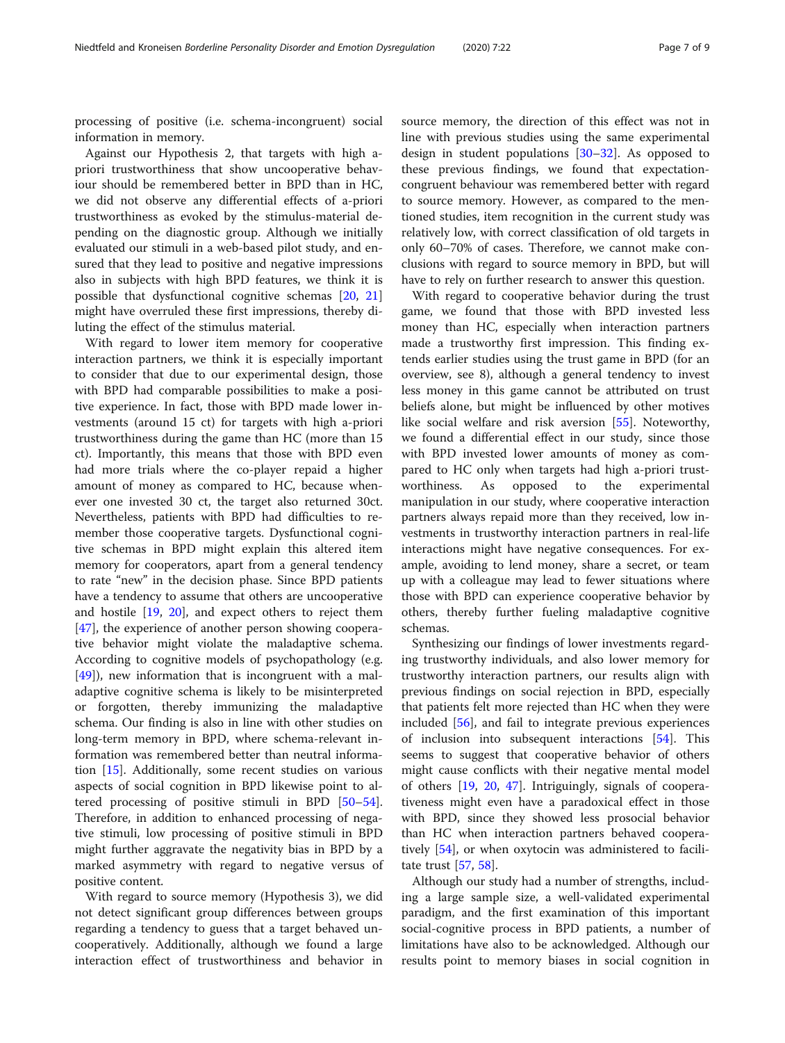processing of positive (i.e. schema-incongruent) social information in memory.

Against our Hypothesis 2, that targets with high a-priori trustworthiness that show uncooperative behaviour should be remembered better in BPD than in HC, we did not observe any differential effects of a-priori trustworthiness as evoked by the stimulus-material depending on the diagnostic group. Although we initially evaluated our stimuli in a web-based pilot study, and ensured that they lead to positive and negative impressions also in subjects with high BPD features, we think it is possible that dysfunctional cognitive schemas [20, 21] might have overruled these first impressions, thereby diluting the effect of the stimulus material.

With regard to lower item memory for cooperative interaction partners, we think it is especially important to consider that due to our experimental design, those with BPD had comparable possibilities to make a positive experience. In fact, those with BPD made lower investments (around 15 ct) for targets with high a-priori trustworthiness during the game than HC (more than 15 ct). Importantly, this means that those with BPD even had more trials where the co-player repaid a higher amount of money as compared to HC, because whenever one invested 30 ct, the target also returned 30ct. Nevertheless, patients with BPD had difficulties to remember those cooperative targets. Dysfunctional cognitive schemas in BPD might explain this altered item memory for cooperators, apart from a general tendency to rate "new" in the decision phase. Since BPD patients have a tendency to assume that others are uncooperative and hostile [19, 20], and expect others to reject them [47], the experience of another person showing cooperative behavior might violate the maladaptive schema. According to cognitive models of psychopathology (e.g. [49]), new information that is incongruent with a maladaptive cognitive schema is likely to be misinterpreted or forgotten, thereby immunizing the maladaptive schema. Our finding is also in line with other studies on long-term memory in BPD, where schema-relevant information was remembered better than neutral information [15]. Additionally, some recent studies on various aspects of social cognition in BPD likewise point to altered processing of positive stimuli in BPD [50–54]. Therefore, in addition to enhanced processing of negative stimuli, low processing of positive stimuli in BPD might further aggravate the negativity bias in BPD by a marked asymmetry with regard to negative versus of positive content.

With regard to source memory (Hypothesis 3), we did not detect significant group differences between groups regarding a tendency to guess that a target behaved uncooperatively. Additionally, although we found a large interaction effect of trustworthiness and behavior in source memory, the direction of this effect was not in line with previous studies using the same experimental design in student populations [30–32]. As opposed to these previous findings, we found that expectation-congruent behaviour was remembered better with regard to source memory. However, as compared to the mentioned studies, item recognition in the current study was relatively low, with correct classification of old targets in only 60–70% of cases. Therefore, we cannot make conclusions with regard to source memory in BPD, but will have to rely on further research to answer this question.

With regard to cooperative behavior during the trust game, we found that those with BPD invested less money than HC, especially when interaction partners made a trustworthy first impression. This finding extends earlier studies using the trust game in BPD (for an overview, see 8), although a general tendency to invest less money in this game cannot be attributed on trust beliefs alone, but might be influenced by other motives like social welfare and risk aversion [55]. Noteworthy, we found a differential effect in our study, since those with BPD invested lower amounts of money as compared to HC only when targets had high a-priori trustworthiness. As opposed to the experimental manipulation in our study, where cooperative interaction partners always repaid more than they received, low investments in trustworthy interaction partners in real-life interactions might have negative consequences. For example, avoiding to lend money, share a secret, or team up with a colleague may lead to fewer situations where those with BPD can experience cooperative behavior by others, thereby further fueling maladaptive cognitive schemas.

Synthesizing our findings of lower investments regarding trustworthy individuals, and also lower memory for trustworthy interaction partners, our results align with previous findings on social rejection in BPD, especially that patients felt more rejected than HC when they were included [56], and fail to integrate previous experiences of inclusion into subsequent interactions [54]. This seems to suggest that cooperative behavior of others might cause conflicts with their negative mental model of others [19, 20, 47]. Intriguingly, signals of cooperativeness might even have a paradoxical effect in those with BPD, since they showed less prosocial behavior than HC when interaction partners behaved cooperatively [54], or when oxytocin was administered to facilitate trust [57, 58].

Although our study had a number of strengths, including a large sample size, a well-validated experimental paradigm, and the first examination of this important social-cognitive process in BPD patients, a number of limitations have also to be acknowledged. Although our results point to memory biases in social cognition in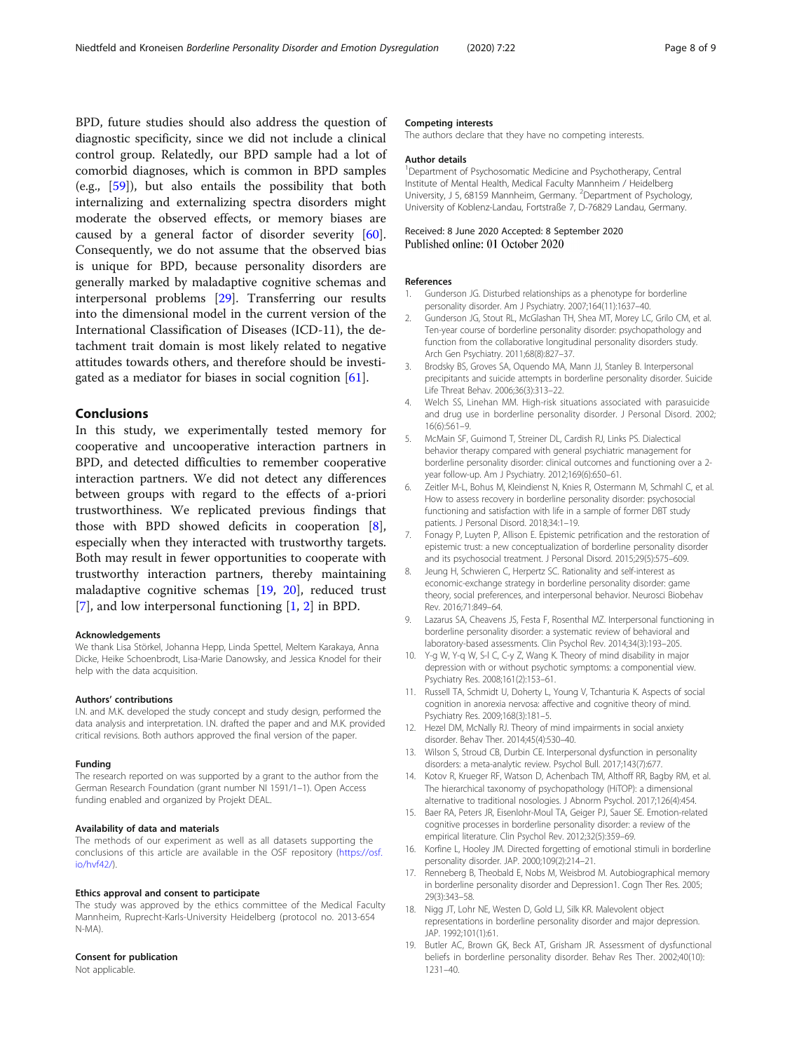BPD, future studies should also address the question of diagnostic specificity, since we did not include a clinical control group. Relatedly, our BPD sample had a lot of comorbid diagnoses, which is common in BPD samples (e.g., [59]), but also entails the possibility that both internalizing and externalizing spectra disorders might moderate the observed effects, or memory biases are caused by a general factor of disorder severity [60]. Consequently, we do not assume that the observed bias is unique for BPD, because personality disorders are generally marked by maladaptive cognitive schemas and interpersonal problems [29]. Transferring our results into the dimensional model in the current version of the International Classification of Diseases (ICD-11), the detachment trait domain is most likely related to negative attitudes towards others, and therefore should be investigated as a mediator for biases in social cognition [61].

## Conclusions

In this study, we experimentally tested memory for cooperative and uncooperative interaction partners in BPD, and detected difficulties to remember cooperative interaction partners. We did not detect any differences between groups with regard to the effects of a-priori trustworthiness. We replicated previous findings that those with BPD showed deficits in cooperation [8], especially when they interacted with trustworthy targets. Both may result in fewer opportunities to cooperate with trustworthy interaction partners, thereby maintaining maladaptive cognitive schemas [19, 20], reduced trust [7], and low interpersonal functioning [1, 2] in BPD.

### Acknowledgements

We thank Lisa Störkel, Johanna Hepp, Linda Spettel, Meltem Karakaya, Anna Dicke, Heike Schoenbrodt, Lisa-Marie Danowsky, and Jessica Knodel for their help with the data acquisition.

### Authors' contributions

I.N. and M.K. developed the study concept and study design, performed the data analysis and interpretation. I.N. drafted the paper and and M.K. provided critical revisions. Both authors approved the final version of the paper.

### Funding

The research reported on was supported by a grant to the author from the German Research Foundation (grant number NI 1591/1–1). Open Access funding enabled and organized by Projekt DEAL.

### Availability of data and materials

The methods of our experiment as well as all datasets supporting the conclusions of this article are available in the OSF repository (https://osf.io/hvf42/).

### Ethics approval and consent to participate

The study was approved by the ethics committee of the Medical Faculty Mannheim, Ruprecht-Karls-University Heidelberg (protocol no. 2013-654 N-MA).

### Consent for publication

Not applicable.

### Competing interests

The authors declare that they have no competing interests.

### Author details

[1]Department of Psychosomatic Medicine and Psychotherapy, Central Institute of Mental Health, Medical Faculty Mannheim / Heidelberg University, J 5, 68159 Mannheim, Germany. [2]Department of Psychology, University of Koblenz-Landau, Fortstraße 7, D-76829 Landau, Germany.

Received: 8 June 2020 Accepted: 8 September 2020
Published online: 01 October 2020

### References

1. Gunderson JG. Disturbed relationships as a phenotype for borderline personality disorder. Am J Psychiatry. 2007;164(11):1637–40.
2. Gunderson JG, Stout RL, McGlashan TH, Shea MT, Morey LC, Grilo CM, et al. Ten-year course of borderline personality disorder: psychopathology and function from the collaborative longitudinal personality disorders study. Arch Gen Psychiatry. 2011;68(8):827–37.
3. Brodsky BS, Groves SA, Oquendo MA, Mann JJ, Stanley B. Interpersonal precipitants and suicide attempts in borderline personality disorder. Suicide Life Threat Behav. 2006;36(3):313–22.
4. Welch SS, Linehan MM. High-risk situations associated with parasuicide and drug use in borderline personality disorder. J Personal Disord. 2002;16(6):561–9.
5. McMain SF, Guimond T, Streiner DL, Cardish RJ, Links PS. Dialectical behavior therapy compared with general psychiatric management for borderline personality disorder: clinical outcomes and functioning over a 2-year follow-up. Am J Psychiatry. 2012;169(6):650–61.
6. Zeitler M-L, Bohus M, Kleindienst N, Knies R, Ostermann M, Schmahl C, et al. How to assess recovery in borderline personality disorder: psychosocial functioning and satisfaction with life in a sample of former DBT study patients. J Personal Disord. 2018;34:1–19.
7. Fonagy P, Luyten P, Allison E. Epistemic petrification and the restoration of epistemic trust: a new conceptualization of borderline personality disorder and its psychosocial treatment. J Personal Disord. 2015;29(5):575–609.
8. Jeung H, Schwieren C, Herpertz SC. Rationality and self-interest as economic-exchange strategy in borderline personality disorder: game theory, social preferences, and interpersonal behavior. Neurosci Biobehav Rev. 2016;71:849–64.
9. Lazarus SA, Cheavens JS, Festa F, Rosenthal MZ. Interpersonal functioning in borderline personality disorder: a systematic review of behavioral and laboratory-based assessments. Clin Psychol Rev. 2014;34(3):193–205.
10. Y-g W, Y-q W, S-l C, C-y Z, Wang K. Theory of mind disability in major depression with or without psychotic symptoms: a componential view. Psychiatry Res. 2008;161(2):153–61.
11. Russell TA, Schmidt U, Doherty L, Young V, Tchanturia K. Aspects of social cognition in anorexia nervosa: affective and cognitive theory of mind. Psychiatry Res. 2009;168(3):181–5.
12. Hezel DM, McNally RJ. Theory of mind impairments in social anxiety disorder. Behav Ther. 2014;45(4):530–40.
13. Wilson S, Stroud CB, Durbin CE. Interpersonal dysfunction in personality disorders: a meta-analytic review. Psychol Bull. 2017;143(7):677.
14. Kotov R, Krueger RF, Watson D, Achenbach TM, Althoff RR, Bagby RM, et al. The hierarchical taxonomy of psychopathology (HiTOP): a dimensional alternative to traditional nosologies. J Abnorm Psychol. 2017;126(4):454.
15. Baer RA, Peters JR, Eisenlohr-Moul TA, Geiger PJ, Sauer SE. Emotion-related cognitive processes in borderline personality disorder: a review of the empirical literature. Clin Psychol Rev. 2012;32(5):359–69.
16. Korfine L, Hooley JM. Directed forgetting of emotional stimuli in borderline personality disorder. JAP. 2000;109(2):214–21.
17. Renneberg B, Theobald E, Nobs M, Weisbrod M. Autobiographical memory in borderline personality disorder and Depression1. Cogn Ther Res. 2005;29(3):343–58.
18. Nigg JT, Lohr NE, Westen D, Gold LJ, Silk KR. Malevolent object representations in borderline personality disorder and major depression. JAP. 1992;101(1):61.
19. Butler AC, Brown GK, Beck AT, Grisham JR. Assessment of dysfunctional beliefs in borderline personality disorder. Behav Res Ther. 2002;40(10):1231–40.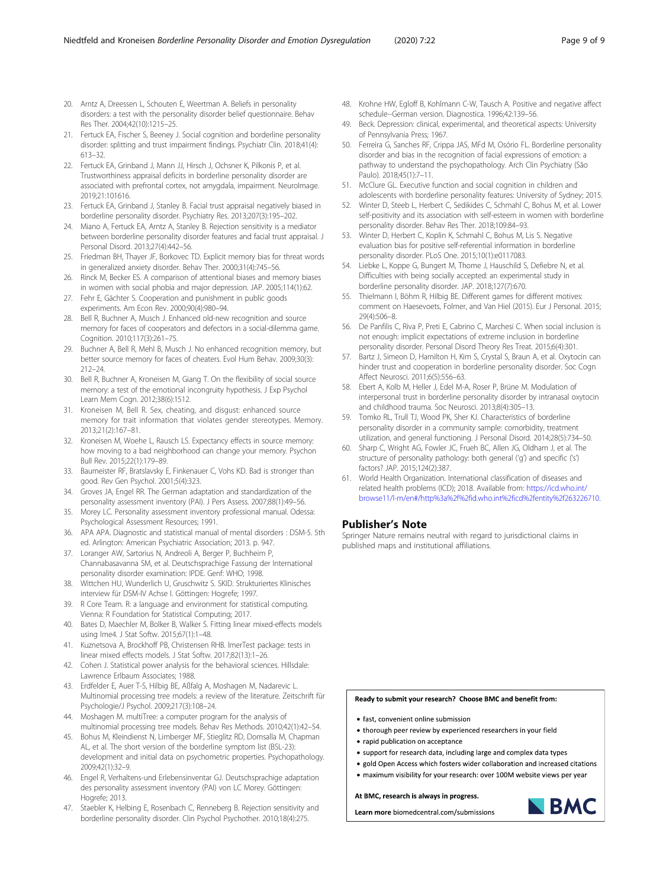20. Arntz A, Dreessen L, Schouten E, Weertman A. Beliefs in personality disorders: a test with the personality disorder belief questionnaire. Behav Res Ther. 2004;42(10):1215–25.
21. Fertuck EA, Fischer S, Beeney J. Social cognition and borderline personality disorder: splitting and trust impairment findings. Psychiatr Clin. 2018;41(4):613–32.
22. Fertuck EA, Grinband J, Mann JJ, Hirsch J, Ochsner K, Pilkonis P, et al. Trustworthiness appraisal deficits in borderline personality disorder are associated with prefrontal cortex, not amygdala, impairment. NeuroImage. 2019;21:101616.
23. Fertuck EA, Grinband J, Stanley B. Facial trust appraisal negatively biased in borderline personality disorder. Psychiatry Res. 2013;207(3):195–202.
24. Miano A, Fertuck EA, Arntz A, Stanley B. Rejection sensitivity is a mediator between borderline personality disorder features and facial trust appraisal. J Personal Disord. 2013;27(4):442–56.
25. Friedman BH, Thayer JF, Borkovec TD. Explicit memory bias for threat words in generalized anxiety disorder. Behav Ther. 2000;31(4):745–56.
26. Rinck M, Becker ES. A comparison of attentional biases and memory biases in women with social phobia and major depression. JAP. 2005;114(1):62.
27. Fehr E, Gächter S. Cooperation and punishment in public goods experiments. Am Econ Rev. 2000;90(4):980–94.
28. Bell R, Buchner A, Musch J. Enhanced old-new recognition and source memory for faces of cooperators and defectors in a social-dilemma game. Cognition. 2010;117(3):261–75.
29. Buchner A, Bell R, Mehl B, Musch J. No enhanced recognition memory, but better source memory for faces of cheaters. Evol Hum Behav. 2009;30(3):212–24.
30. Bell R, Buchner A, Kroneisen M, Giang T. On the flexibility of social source memory: a test of the emotional incongruity hypothesis. J Exp Psychol Learn Mem Cogn. 2012;38(6):1512.
31. Kroneisen M, Bell R. Sex, cheating, and disgust: enhanced source memory for trait information that violates gender stereotypes. Memory. 2013;21(2):167–81.
32. Kroneisen M, Woehe L, Rausch LS. Expectancy effects in source memory: how moving to a bad neighborhood can change your memory. Psychon Bull Rev. 2015;22(1):179–89.
33. Baumeister RF, Bratslavsky E, Finkenauer C, Vohs KD. Bad is stronger than good. Rev Gen Psychol. 2001;5(4):323.
34. Groves JA, Engel RR. The German adaptation and standardization of the personality assessment inventory (PAI). J Pers Assess. 2007;88(1):49–56.
35. Morey LC. Personality assessment inventory professional manual. Odessa: Psychological Assessment Resources; 1991.
36. APA APA. Diagnostic and statistical manual of mental disorders : DSM-5. 5th ed. Arlington: American Psychiatric Association; 2013. p. 947.
37. Loranger AW, Sartorius N, Andreoli A, Berger P, Buchheim P, Channabasavanna SM, et al. Deutschsprachige Fassung der International personality disorder examination: IPDE. Genf: WHO; 1998.
38. Wittchen HU, Wunderlich U, Gruschwitz S. SKID. Strukturiertes Klinisches interview für DSM-IV Achse I. Göttingen: Hogrefe; 1997.
39. R Core Team. R: a language and environment for statistical computing. Vienna: R Foundation for Statistical Computing; 2017.
40. Bates D, Maechler M, Bolker B, Walker S. Fitting linear mixed-effects models using lme4. J Stat Softw. 2015;67(1):1–48.
41. Kuznetsova A, Brockhoff PB, Christensen RHB. lmerTest package: tests in linear mixed effects models. J Stat Softw. 2017;82(13):1–26.
42. Cohen J. Statistical power analysis for the behavioral sciences. Hillsdale: Lawrence Erlbaum Associates; 1988.
43. Erdfelder E, Auer T-S, Hilbig BE, Aßfalg A, Moshagen M, Nadarevic L. Multinomial processing tree models: a review of the literature. Zeitschrift für Psychologie/J Psychol. 2009;217(3):108–24.
44. Moshagen M. multiTree: a computer program for the analysis of multinomial processing tree models. Behav Res Methods. 2010;42(1):42–54.
45. Bohus M, Kleindienst N, Limberger MF, Stieglitz RD, Domsalla M, Chapman AL, et al. The short version of the borderline symptom list (BSL-23): development and initial data on psychometric properties. Psychopathology. 2009;42(1):32–9.
46. Engel R, Verhaltens-und Erlebensinventar GJ. Deutschsprachige adaptation des personality assessment inventory (PAI) von LC Morey. Göttingen: Hogrefe; 2013.
47. Staebler K, Helbing E, Rosenbach C, Renneberg B. Rejection sensitivity and borderline personality disorder. Clin Psychol Psychother. 2010;18(4):275.
48. Krohne HW, Egloff B, Kohlmann C-W, Tausch A. Positive and negative affect schedule--German version. Diagnostica. 1996;42:139–56.
49. Beck. Depression: clinical, experimental, and theoretical aspects: University of Pennsylvania Press; 1967.
50. Ferreira G, Sanches RF, Crippa JAS, MFd M, Osório FL. Borderline personality disorder and bias in the recognition of facial expressions of emotion: a pathway to understand the psychopathology. Arch Clin Psychiatry (São Paulo). 2018;45(1):7–11.
51. McClure GL. Executive function and social cognition in children and adolescents with borderline personality features: University of Sydney; 2015.
52. Winter D, Steeb L, Herbert C, Sedikides C, Schmahl C, Bohus M, et al. Lower self-positivity and its association with self-esteem in women with borderline personality disorder. Behav Res Ther. 2018;109:84–93.
53. Winter D, Herbert C, Koplin K, Schmahl C, Bohus M, Lis S. Negative evaluation bias for positive self-referential information in borderline personality disorder. PLoS One. 2015;10(1):e0117083.
54. Liebke L, Koppe G, Bungert M, Thome J, Hauschild S, Defiebre N, et al. Difficulties with being socially accepted: an experimental study in borderline personality disorder. JAP. 2018;127(7):670.
55. Thielmann I, Böhm R, Hilbig BE. Different games for different motives: comment on Haesevoets, Folmer, and Van Hiel (2015). Eur J Personal. 2015;29(4):506–8.
56. De Panfilis C, Riva P, Preti E, Cabrino C, Marchesi C. When social inclusion is not enough: implicit expectations of extreme inclusion in borderline personality disorder. Personal Disord Theory Res Treat. 2015;6(4):301.
57. Bartz J, Simeon D, Hamilton H, Kim S, Crystal S, Braun A, et al. Oxytocin can hinder trust and cooperation in borderline personality disorder. Soc Cogn Affect Neurosci. 2011;6(5):556–63.
58. Ebert A, Kolb M, Heller J, Edel M-A, Roser P, Brüne M. Modulation of interpersonal trust in borderline personality disorder by intranasal oxytocin and childhood trauma. Soc Neurosci. 2013;8(4):305–13.
59. Tomko RL, Trull TJ, Wood PK, Sher KJ. Characteristics of borderline personality disorder in a community sample: comorbidity, treatment utilization, and general functioning. J Personal Disord. 2014;28(5):734–50.
60. Sharp C, Wright AG, Fowler JC, Frueh BC, Allen JG, Oldham J, et al. The structure of personality pathology: both general ('g') and specific ('s') factors? JAP. 2015;124(2):387.
61. World Health Organization. International classification of diseases and related health problems (ICD); 2018. Available from: https://icd.who.int/browse11/l-m/en#/http%3a%2f%2fid.who.int%2ficd%2fentity%2f263226710.

## Publisher's Note

Springer Nature remains neutral with regard to jurisdictional claims in published maps and institutional affiliations.

**Ready to submit your research? Choose BMC and benefit from:**

- fast, convenient online submission
- thorough peer review by experienced researchers in your field
- rapid publication on acceptance
- support for research data, including large and complex data types
- gold Open Access which fosters wider collaboration and increased citations
- maximum visibility for your research: over 100M website views per year

**At BMC, research is always in progress.**

**Learn more** biomedcentral.com/submissions

BMC